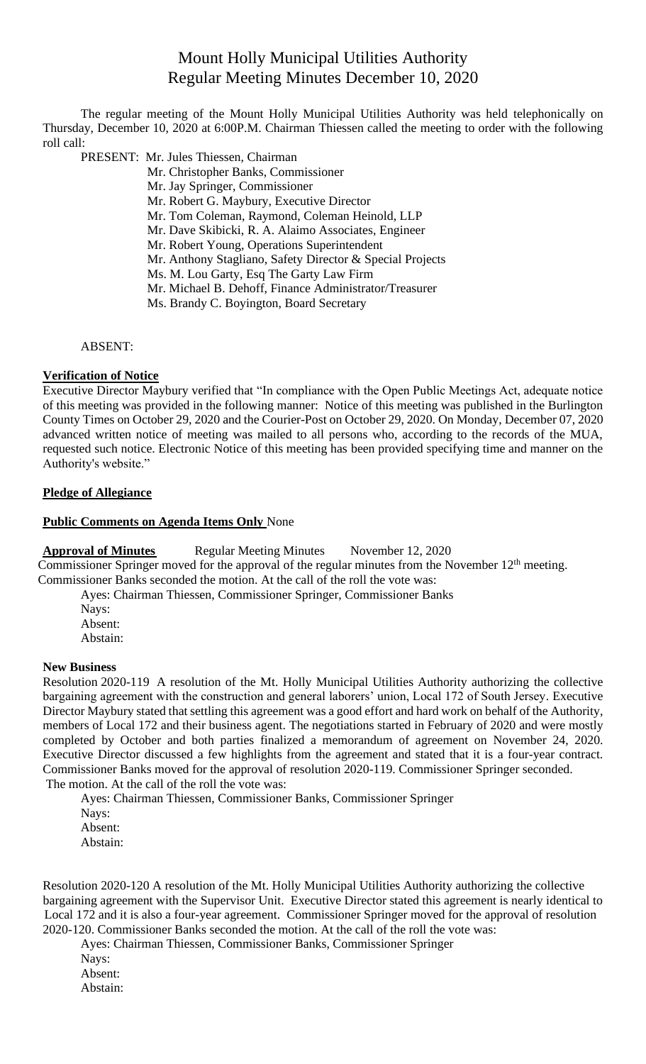# Mount Holly Municipal Utilities Authority
## Regular Meeting Minutes December 10, 2020

The regular meeting of the Mount Holly Municipal Utilities Authority was held telephonically on Thursday, December 10, 2020 at 6:00P.M. Chairman Thiessen called the meeting to order with the following roll call:

PRESENT: Mr. Jules Thiessen, Chairman
Mr. Christopher Banks, Commissioner
Mr. Jay Springer, Commissioner
Mr. Robert G. Maybury, Executive Director
Mr. Tom Coleman, Raymond, Coleman Heinold, LLP
Mr. Dave Skibicki, R. A. Alaimo Associates, Engineer
Mr. Robert Young, Operations Superintendent
Mr. Anthony Stagliano, Safety Director & Special Projects
Ms. M. Lou Garty, Esq The Garty Law Firm
Mr. Michael B. Dehoff, Finance Administrator/Treasurer
Ms. Brandy C. Boyington, Board Secretary

ABSENT:

**Verification of Notice**

Executive Director Maybury verified that "In compliance with the Open Public Meetings Act, adequate notice of this meeting was provided in the following manner: Notice of this meeting was published in the Burlington County Times on October 29, 2020 and the Courier-Post on October 29, 2020. On Monday, December 07, 2020 advanced written notice of meeting was mailed to all persons who, according to the records of the MUA, requested such notice. Electronic Notice of this meeting has been provided specifying time and manner on the Authority's website."

**Pledge of Allegiance**

**Public Comments on Agenda Items Only** None

**Approval of Minutes** Regular Meeting Minutes November 12, 2020

Commissioner Springer moved for the approval of the regular minutes from the November 12th meeting. Commissioner Banks seconded the motion. At the call of the roll the vote was:

Ayes: Chairman Thiessen, Commissioner Springer, Commissioner Banks
Nays:
Absent:
Abstain:

**New Business**

Resolution 2020-119 A resolution of the Mt. Holly Municipal Utilities Authority authorizing the collective bargaining agreement with the construction and general laborers' union, Local 172 of South Jersey. Executive Director Maybury stated that settling this agreement was a good effort and hard work on behalf of the Authority, members of Local 172 and their business agent. The negotiations started in February of 2020 and were mostly completed by October and both parties finalized a memorandum of agreement on November 24, 2020. Executive Director discussed a few highlights from the agreement and stated that it is a four-year contract. Commissioner Banks moved for the approval of resolution 2020-119. Commissioner Springer seconded. The motion. At the call of the roll the vote was:

Ayes: Chairman Thiessen, Commissioner Banks, Commissioner Springer
Nays:
Absent:
Abstain:

Resolution 2020-120 A resolution of the Mt. Holly Municipal Utilities Authority authorizing the collective bargaining agreement with the Supervisor Unit. Executive Director stated this agreement is nearly identical to Local 172 and it is also a four-year agreement. Commissioner Springer moved for the approval of resolution 2020-120. Commissioner Banks seconded the motion. At the call of the roll the vote was:

Ayes: Chairman Thiessen, Commissioner Banks, Commissioner Springer
Nays:
Absent:
Abstain: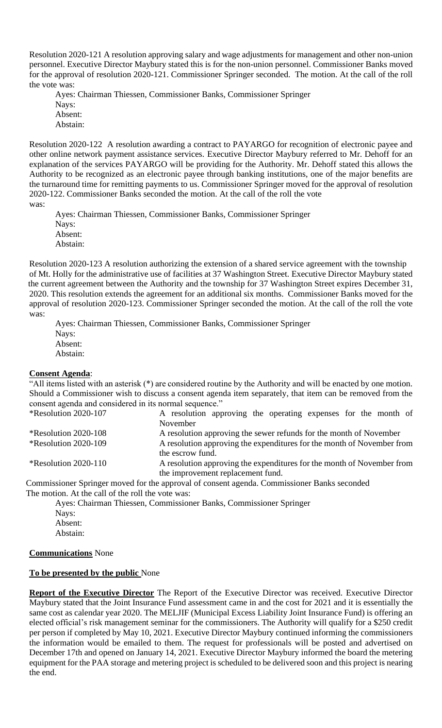Resolution 2020-121 A resolution approving salary and wage adjustments for management and other non-union personnel. Executive Director Maybury stated this is for the non-union personnel. Commissioner Banks moved for the approval of resolution 2020-121. Commissioner Springer seconded. The motion. At the call of the roll the vote was:

Ayes: Chairman Thiessen, Commissioner Banks, Commissioner Springer
Nays:
Absent:
Abstain:

Resolution 2020-122 A resolution awarding a contract to PAYARGO for recognition of electronic payee and other online network payment assistance services. Executive Director Maybury referred to Mr. Dehoff for an explanation of the services PAYARGO will be providing for the Authority. Mr. Dehoff stated this allows the Authority to be recognized as an electronic payee through banking institutions, one of the major benefits are the turnaround time for remitting payments to us. Commissioner Springer moved for the approval of resolution 2020-122. Commissioner Banks seconded the motion. At the call of the roll the vote was:

Ayes: Chairman Thiessen, Commissioner Banks, Commissioner Springer
Nays:
Absent:
Abstain:

Resolution 2020-123 A resolution authorizing the extension of a shared service agreement with the township of Mt. Holly for the administrative use of facilities at 37 Washington Street. Executive Director Maybury stated the current agreement between the Authority and the township for 37 Washington Street expires December 31, 2020. This resolution extends the agreement for an additional six months. Commissioner Banks moved for the approval of resolution 2020-123. Commissioner Springer seconded the motion. At the call of the roll the vote was:

Ayes: Chairman Thiessen, Commissioner Banks, Commissioner Springer
Nays:
Absent:
Abstain:

**Consent Agenda**:

"All items listed with an asterisk (*) are considered routine by the Authority and will be enacted by one motion. Should a Commissioner wish to discuss a consent agenda item separately, that item can be removed from the consent agenda and considered in its normal sequence."

| | |
|---|---|
| *Resolution 2020-107 | A resolution approving the operating expenses for the month of November |
| *Resolution 2020-108 | A resolution approving the sewer refunds for the month of November |
| *Resolution 2020-109 | A resolution approving the expenditures for the month of November from the escrow fund. |
| *Resolution 2020-110 | A resolution approving the expenditures for the month of November from the improvement replacement fund. |

Commissioner Springer moved for the approval of consent agenda. Commissioner Banks seconded The motion. At the call of the roll the vote was:

Ayes: Chairman Thiessen, Commissioner Banks, Commissioner Springer
Nays:
Absent:
Abstain:

**Communications** None

**To be presented by the public** None

**Report of the Executive Director** The Report of the Executive Director was received. Executive Director Maybury stated that the Joint Insurance Fund assessment came in and the cost for 2021 and it is essentially the same cost as calendar year 2020. The MELJIF (Municipal Excess Liability Joint Insurance Fund) is offering an elected official's risk management seminar for the commissioners. The Authority will qualify for a $250 credit per person if completed by May 10, 2021. Executive Director Maybury continued informing the commissioners the information would be emailed to them. The request for professionals will be posted and advertised on December 17th and opened on January 14, 2021. Executive Director Maybury informed the board the metering equipment for the PAA storage and metering project is scheduled to be delivered soon and this project is nearing the end.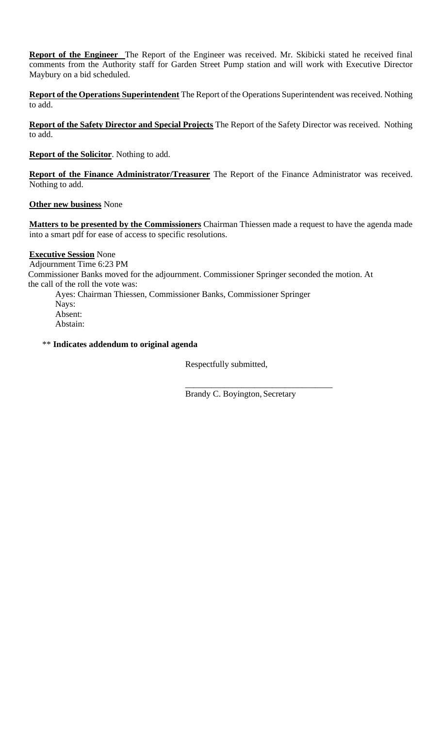**Report of the Engineer** The Report of the Engineer was received. Mr. Skibicki stated he received final comments from the Authority staff for Garden Street Pump station and will work with Executive Director Maybury on a bid scheduled.

**Report of the Operations Superintendent** The Report of the Operations Superintendent was received. Nothing to add.

**Report of the Safety Director and Special Projects** The Report of the Safety Director was received. Nothing to add.

**Report of the Solicitor**. Nothing to add.

**Report of the Finance Administrator/Treasurer** The Report of the Finance Administrator was received. Nothing to add.

**Other new business** None

**Matters to be presented by the Commissioners** Chairman Thiessen made a request to have the agenda made into a smart pdf for ease of access to specific resolutions.

**Executive Session** None

Adjournment Time 6:23 PM

Commissioner Banks moved for the adjournment. Commissioner Springer seconded the motion. At the call of the roll the vote was:

Ayes: Chairman Thiessen, Commissioner Banks, Commissioner Springer
Nays:
Absent:
Abstain:

** **Indicates addendum to original agenda**

Respectfully submitted,

\_\_\_\_\_\_\_\_\_\_\_\_\_\_\_\_\_\_\_\_\_\_\_\_\_\_\_\_\_\_\_\_\_\_

Brandy C. Boyington, Secretary